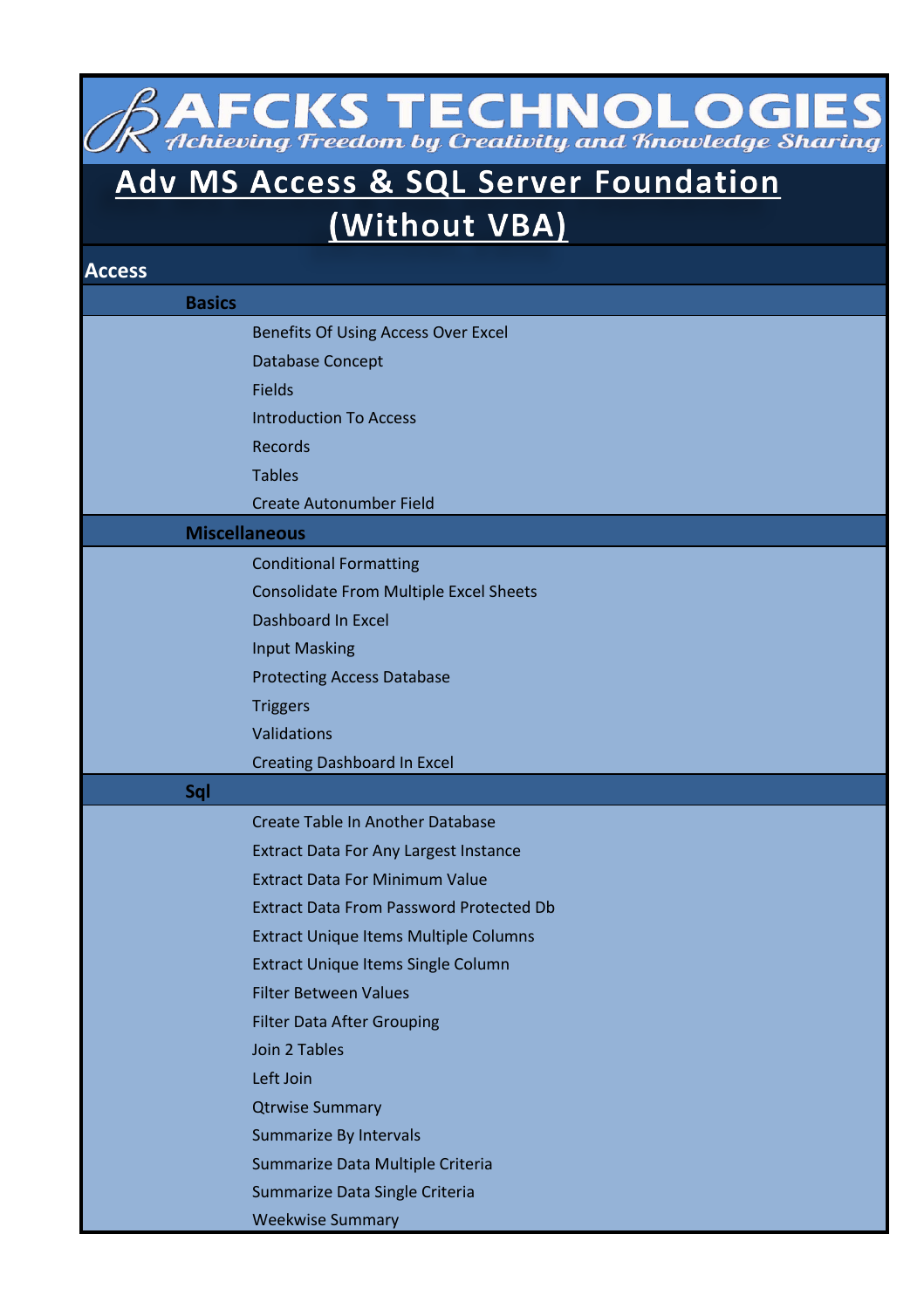# AFCKS TECHNOLOGIES

*Achieving Freedom by Creativity and Knowledge Sharing*

# Adv MS Access & SQL Server Foundation (Without VBA)

## Access

### Basics

- Benefits Of Using Access Over Excel
- Database Concept
- Fields
- Introduction To Access
- Records
- Tables
- Create Autonumber Field

### Miscellaneous

- Conditional Formatting
- Consolidate From Multiple Excel Sheets
- Dashboard In Excel
- Input Masking
- Protecting Access Database
- Triggers
- Validations
- Creating Dashboard In Excel

### Sql

- Create Table In Another Database
- Extract Data For Any Largest Instance
- Extract Data For Minimum Value
- Extract Data From Password Protected Db
- Extract Unique Items Multiple Columns
- Extract Unique Items Single Column
- Filter Between Values
- Filter Data After Grouping
- Join 2 Tables
- Left Join
- Qtrwise Summary
- Summarize By Intervals
- Summarize Data Multiple Criteria
- Summarize Data Single Criteria
- Weekwise Summary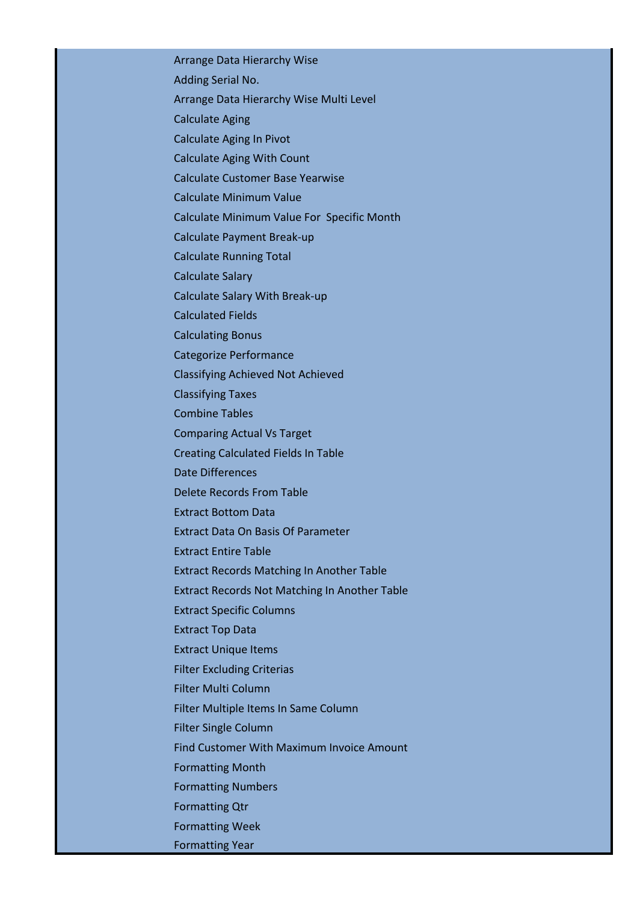Arrange Data Hierarchy Wise

Adding Serial No.

Arrange Data Hierarchy Wise Multi Level

Calculate Aging

Calculate Aging In Pivot

Calculate Aging With Count

Calculate Customer Base Yearwise

Calculate Minimum Value

Calculate Minimum Value For  Specific Month

Calculate Payment Break-up

Calculate Running Total

Calculate Salary

Calculate Salary With Break-up

Calculated Fields

Calculating Bonus

Categorize Performance

Classifying Achieved Not Achieved

Classifying Taxes

Combine Tables

Comparing Actual Vs Target

Creating Calculated Fields In Table

Date Differences

Delete Records From Table

Extract Bottom Data

Extract Data On Basis Of Parameter

Extract Entire Table

Extract Records Matching In Another Table

Extract Records Not Matching In Another Table

Extract Specific Columns

Extract Top Data

Extract Unique Items

Filter Excluding Criterias

Filter Multi Column

Filter Multiple Items In Same Column

Filter Single Column

Find Customer With Maximum Invoice Amount

Formatting Month

Formatting Numbers

Formatting Qtr

Formatting Week

Formatting Year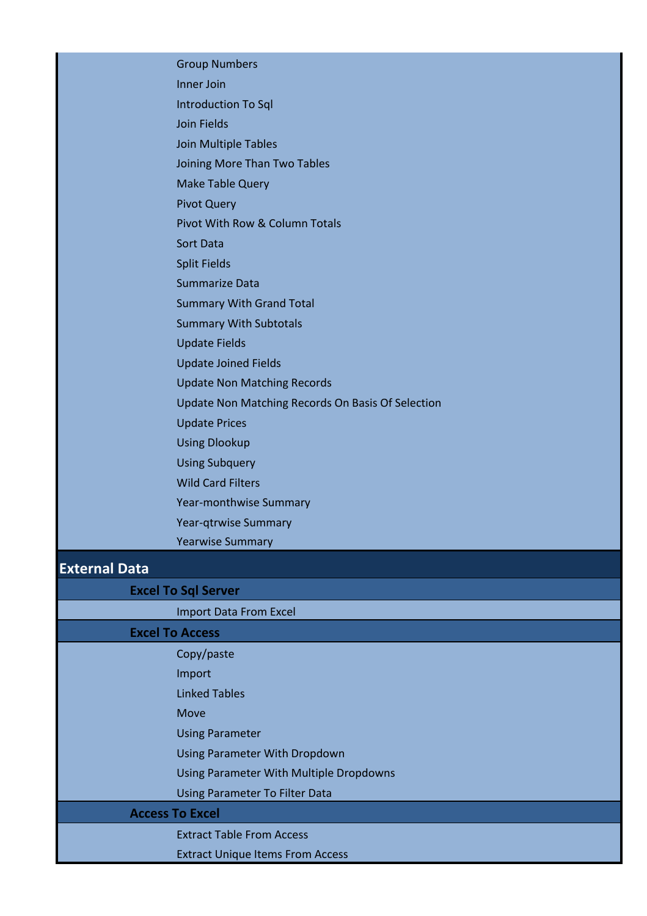- Group Numbers
- Inner Join
- Introduction To Sql
- Join Fields
- Join Multiple Tables
- Joining More Than Two Tables
- Make Table Query
- Pivot Query
- Pivot With Row & Column Totals
- Sort Data
- Split Fields
- Summarize Data
- Summary With Grand Total
- Summary With Subtotals
- Update Fields
- Update Joined Fields
- Update Non Matching Records
- Update Non Matching Records On Basis Of Selection
- Update Prices
- Using Dlookup
- Using Subquery
- Wild Card Filters
- Year-monthwise Summary
- Year-qtrwise Summary
- Yearwise Summary

# External Data

## Excel To Sql Server

- Import Data From Excel

## Excel To Access

- Copy/paste
- Import
- Linked Tables
- Move
- Using Parameter
- Using Parameter With Dropdown
- Using Parameter With Multiple Dropdowns
- Using Parameter To Filter Data

## Access To Excel

- Extract Table From Access
- Extract Unique Items From Access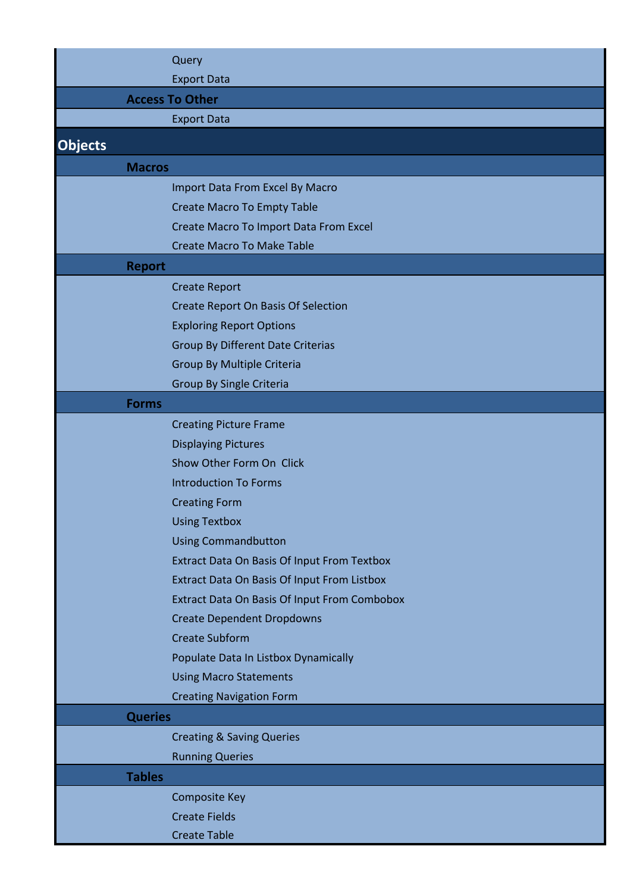- Query
- Export Data

### Access To Other

- Export Data

## Objects

### Macros

- Import Data From Excel By Macro
- Create Macro To Empty Table
- Create Macro To Import Data From Excel
- Create Macro To Make Table

### Report

- Create Report
- Create Report On Basis Of Selection
- Exploring Report Options
- Group By Different Date Criterias
- Group By Multiple Criteria
- Group By Single Criteria

### Forms

- Creating Picture Frame
- Displaying Pictures
- Show Other Form On  Click
- Introduction To Forms
- Creating Form
- Using Textbox
- Using Commandbutton
- Extract Data On Basis Of Input From Textbox
- Extract Data On Basis Of Input From Listbox
- Extract Data On Basis Of Input From Combobox
- Create Dependent Dropdowns
- Create Subform
- Populate Data In Listbox Dynamically
- Using Macro Statements
- Creating Navigation Form

### Queries

- Creating & Saving Queries
- Running Queries

### Tables

- Composite Key
- Create Fields
- Create Table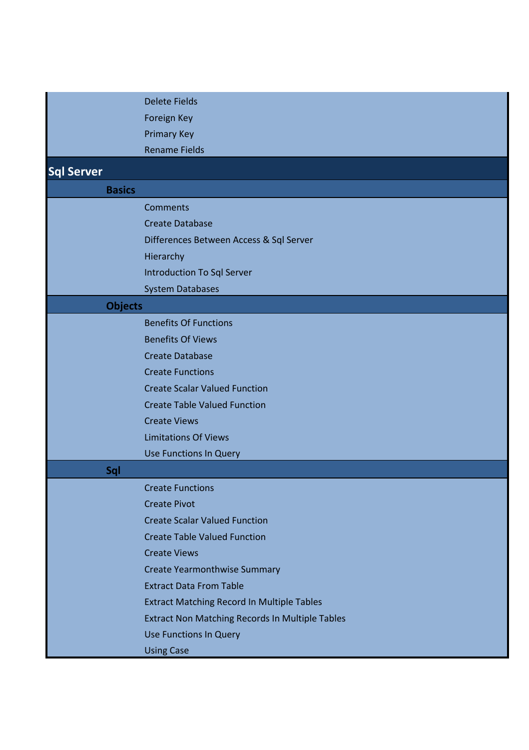- Delete Fields
- Foreign Key
- Primary Key
- Rename Fields

# Sql Server

## Basics

- Comments
- Create Database
- Differences Between Access & Sql Server
- Hierarchy
- Introduction To Sql Server
- System Databases

## Objects

- Benefits Of Functions
- Benefits Of Views
- Create Database
- Create Functions
- Create Scalar Valued Function
- Create Table Valued Function
- Create Views
- Limitations Of Views
- Use Functions In Query

## Sql

- Create Functions
- Create Pivot
- Create Scalar Valued Function
- Create Table Valued Function
- Create Views
- Create Yearmonthwise Summary
- Extract Data From Table
- Extract Matching Record In Multiple Tables
- Extract Non Matching Records In Multiple Tables
- Use Functions In Query
- Using Case